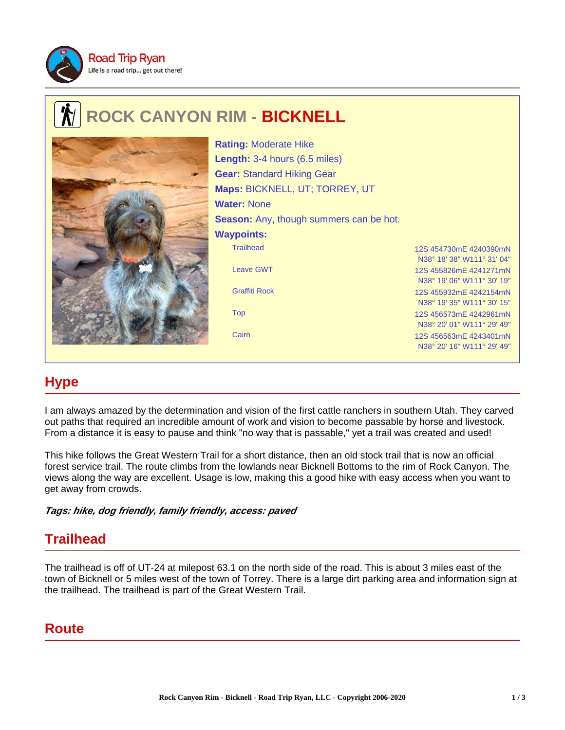Road Trip Ryan
Life is a road trip... get out there!

# ROCK CANYON RIM - BICKNELL

**Rating:** Moderate Hike
**Length:** 3-4 hours (6.5 miles)
**Gear:** Standard Hiking Gear
**Maps:** BICKNELL, UT; TORREY, UT
**Water:** None
**Season:** Any, though summers can be hot.
**Waypoints:**

| Waypoint | Coordinates |
| --- | --- |
| Trailhead | 12S 454730mE 4240390mN<br>N38° 18' 38" W111° 31' 04" |
| Leave GWT | 12S 455826mE 4241271mN<br>N38° 19' 06" W111° 30' 19" |
| Graffiti Rock | 12S 455932mE 4242154mN<br>N38° 19' 35" W111° 30' 15" |
| Top | 12S 456573mE 4242961mN<br>N38° 20' 01" W111° 29' 49" |
| Cairn | 12S 456563mE 4243401mN<br>N38° 20' 16" W111° 29' 49" |

## Hype

I am always amazed by the determination and vision of the first cattle ranchers in southern Utah. They carved out paths that required an incredible amount of work and vision to become passable by horse and livestock. From a distance it is easy to pause and think "no way that is passable," yet a trail was created and used!

This hike follows the Great Western Trail for a short distance, then an old stock trail that is now an official forest service trail. The route climbs from the lowlands near Bicknell Bottoms to the rim of Rock Canyon. The views along the way are excellent. Usage is low, making this a good hike with easy access when you want to get away from crowds.

***Tags: hike, dog friendly, family friendly, access: paved***

## Trailhead

The trailhead is off of UT-24 at milepost 63.1 on the north side of the road. This is about 3 miles east of the town of Bicknell or 5 miles west of the town of Torrey. There is a large dirt parking area and information sign at the trailhead. The trailhead is part of the Great Western Trail.

## Route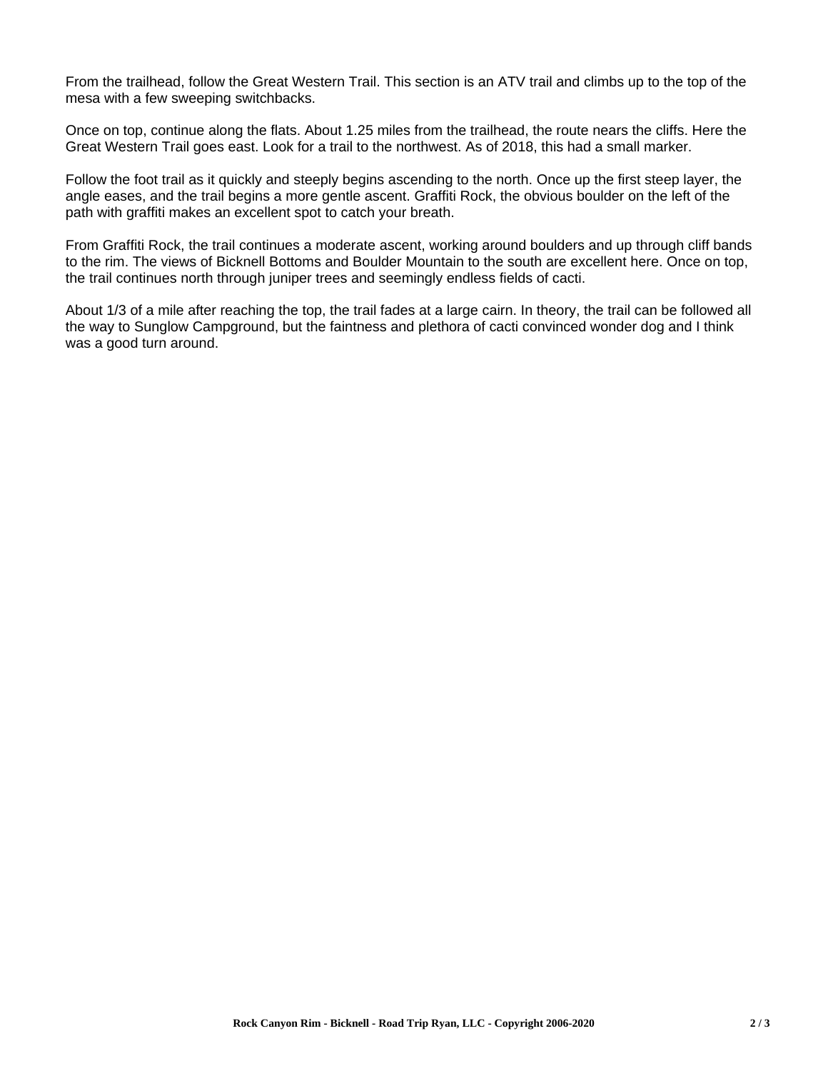From the trailhead, follow the Great Western Trail. This section is an ATV trail and climbs up to the top of the mesa with a few sweeping switchbacks.

Once on top, continue along the flats. About 1.25 miles from the trailhead, the route nears the cliffs. Here the Great Western Trail goes east. Look for a trail to the northwest. As of 2018, this had a small marker.

Follow the foot trail as it quickly and steeply begins ascending to the north. Once up the first steep layer, the angle eases, and the trail begins a more gentle ascent. Graffiti Rock, the obvious boulder on the left of the path with graffiti makes an excellent spot to catch your breath.

From Graffiti Rock, the trail continues a moderate ascent, working around boulders and up through cliff bands to the rim. The views of Bicknell Bottoms and Boulder Mountain to the south are excellent here. Once on top, the trail continues north through juniper trees and seemingly endless fields of cacti.

About 1/3 of a mile after reaching the top, the trail fades at a large cairn. In theory, the trail can be followed all the way to Sunglow Campground, but the faintness and plethora of cacti convinced wonder dog and I think was a good turn around.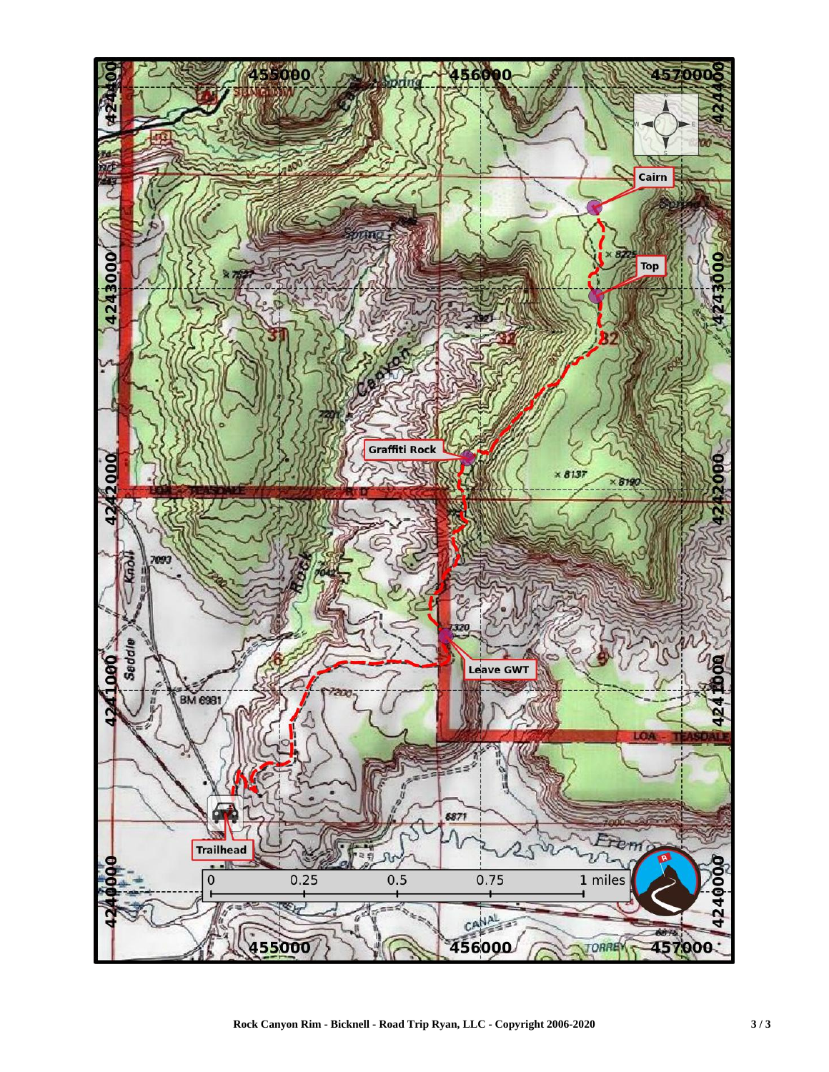455000

456000

457000

4244000

4243000

4242000

4241000

4240000

Cairn

Top

Graffiti Rock

Leave GWT

Trailhead

0 0.25 0.5 0.75 1 miles